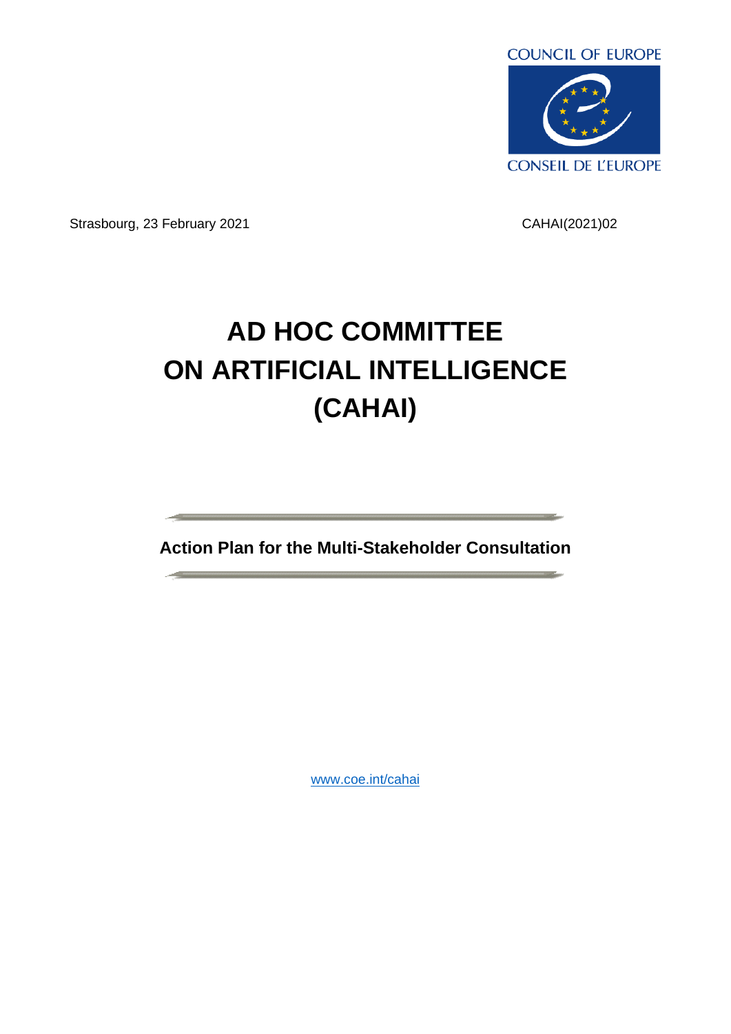COUNCIL OF EUROPE

CONSEIL DE L'EUROPE

Strasbourg, 23 February 2021 CAHAI(2021)02

# AD HOC COMMITTEE ON ARTIFICIAL INTELLIGENCE (CAHAI)

**Action Plan for the Multi-Stakeholder Consultation**

www.coe.int/cahai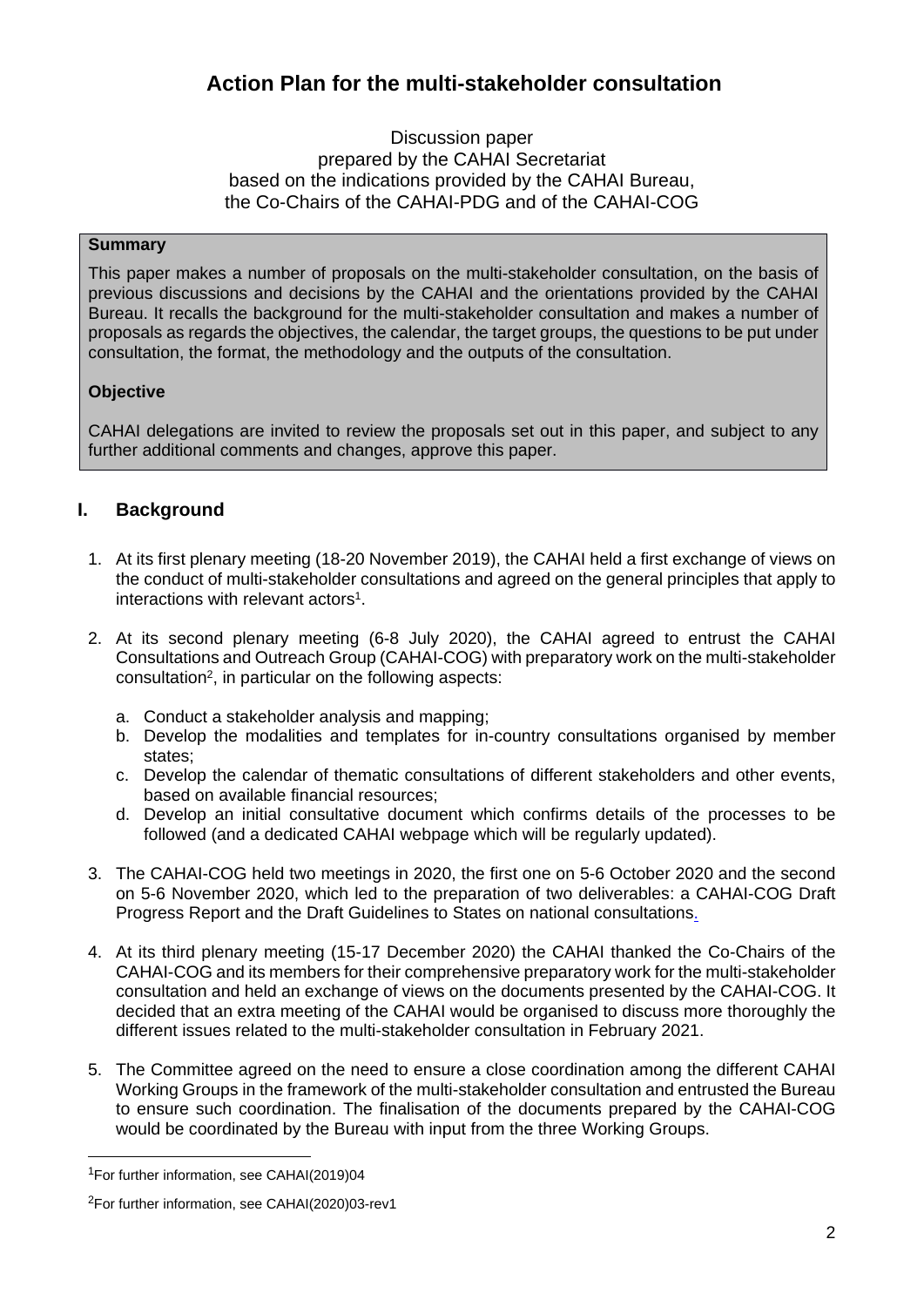# Action Plan for the multi-stakeholder consultation

Discussion paper
prepared by the CAHAI Secretariat
based on the indications provided by the CAHAI Bureau,
the Co-Chairs of the CAHAI-PDG and of the CAHAI-COG

**Summary**

This paper makes a number of proposals on the multi-stakeholder consultation, on the basis of previous discussions and decisions by the CAHAI and the orientations provided by the CAHAI Bureau. It recalls the background for the multi-stakeholder consultation and makes a number of proposals as regards the objectives, the calendar, the target groups, the questions to be put under consultation, the format, the methodology and the outputs of the consultation.

**Objective**

CAHAI delegations are invited to review the proposals set out in this paper, and subject to any further additional comments and changes, approve this paper.

## I. Background

1. At its first plenary meeting (18-20 November 2019), the CAHAI held a first exchange of views on the conduct of multi-stakeholder consultations and agreed on the general principles that apply to interactions with relevant actors[1].

2. At its second plenary meeting (6-8 July 2020), the CAHAI agreed to entrust the CAHAI Consultations and Outreach Group (CAHAI-COG) with preparatory work on the multi-stakeholder consultation[2], in particular on the following aspects:

   a. Conduct a stakeholder analysis and mapping;
   b. Develop the modalities and templates for in-country consultations organised by member states;
   c. Develop the calendar of thematic consultations of different stakeholders and other events, based on available financial resources;
   d. Develop an initial consultative document which confirms details of the processes to be followed (and a dedicated CAHAI webpage which will be regularly updated).

3. The CAHAI-COG held two meetings in 2020, the first one on 5-6 October 2020 and the second on 5-6 November 2020, which led to the preparation of two deliverables: a CAHAI-COG Draft Progress Report and the Draft Guidelines to States on national consultations.

4. At its third plenary meeting (15-17 December 2020) the CAHAI thanked the Co-Chairs of the CAHAI-COG and its members for their comprehensive preparatory work for the multi-stakeholder consultation and held an exchange of views on the documents presented by the CAHAI-COG. It decided that an extra meeting of the CAHAI would be organised to discuss more thoroughly the different issues related to the multi-stakeholder consultation in February 2021.

5. The Committee agreed on the need to ensure a close coordination among the different CAHAI Working Groups in the framework of the multi-stakeholder consultation and entrusted the Bureau to ensure such coordination. The finalisation of the documents prepared by the CAHAI-COG would be coordinated by the Bureau with input from the three Working Groups.

---

[1] For further information, see CAHAI(2019)04

[2] For further information, see CAHAI(2020)03-rev1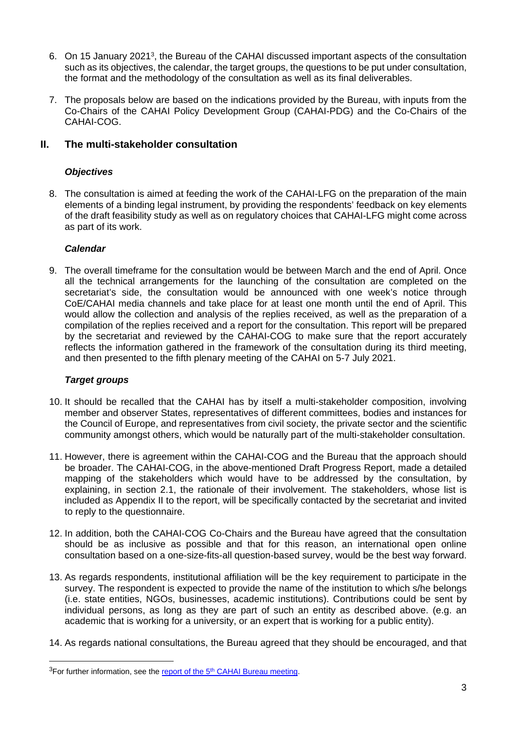6. On 15 January 2021[3], the Bureau of the CAHAI discussed important aspects of the consultation such as its objectives, the calendar, the target groups, the questions to be put under consultation, the format and the methodology of the consultation as well as its final deliverables.

7. The proposals below are based on the indications provided by the Bureau, with inputs from the Co-Chairs of the CAHAI Policy Development Group (CAHAI-PDG) and the Co-Chairs of the CAHAI-COG.

## II. The multi-stakeholder consultation

### *Objectives*

8. The consultation is aimed at feeding the work of the CAHAI-LFG on the preparation of the main elements of a binding legal instrument, by providing the respondents' feedback on key elements of the draft feasibility study as well as on regulatory choices that CAHAI-LFG might come across as part of its work.

### *Calendar*

9. The overall timeframe for the consultation would be between March and the end of April. Once all the technical arrangements for the launching of the consultation are completed on the secretariat's side, the consultation would be announced with one week's notice through CoE/CAHAI media channels and take place for at least one month until the end of April. This would allow the collection and analysis of the replies received, as well as the preparation of a compilation of the replies received and a report for the consultation. This report will be prepared by the secretariat and reviewed by the CAHAI-COG to make sure that the report accurately reflects the information gathered in the framework of the consultation during its third meeting, and then presented to the fifth plenary meeting of the CAHAI on 5-7 July 2021.

### *Target groups*

10. It should be recalled that the CAHAI has by itself a multi-stakeholder composition, involving member and observer States, representatives of different committees, bodies and instances for the Council of Europe, and representatives from civil society, the private sector and the scientific community amongst others, which would be naturally part of the multi-stakeholder consultation.

11. However, there is agreement within the CAHAI-COG and the Bureau that the approach should be broader. The CAHAI-COG, in the above-mentioned Draft Progress Report, made a detailed mapping of the stakeholders which would have to be addressed by the consultation, by explaining, in section 2.1, the rationale of their involvement. The stakeholders, whose list is included as Appendix II to the report, will be specifically contacted by the secretariat and invited to reply to the questionnaire.

12. In addition, both the CAHAI-COG Co-Chairs and the Bureau have agreed that the consultation should be as inclusive as possible and that for this reason, an international open online consultation based on a one-size-fits-all question-based survey, would be the best way forward.

13. As regards respondents, institutional affiliation will be the key requirement to participate in the survey. The respondent is expected to provide the name of the institution to which s/he belongs (i.e. state entities, NGOs, businesses, academic institutions). Contributions could be sent by individual persons, as long as they are part of such an entity as described above. (e.g. an academic that is working for a university, or an expert that is working for a public entity).

14. As regards national consultations, the Bureau agreed that they should be encouraged, and that

---

[3] For further information, see the report of the 5th CAHAI Bureau meeting.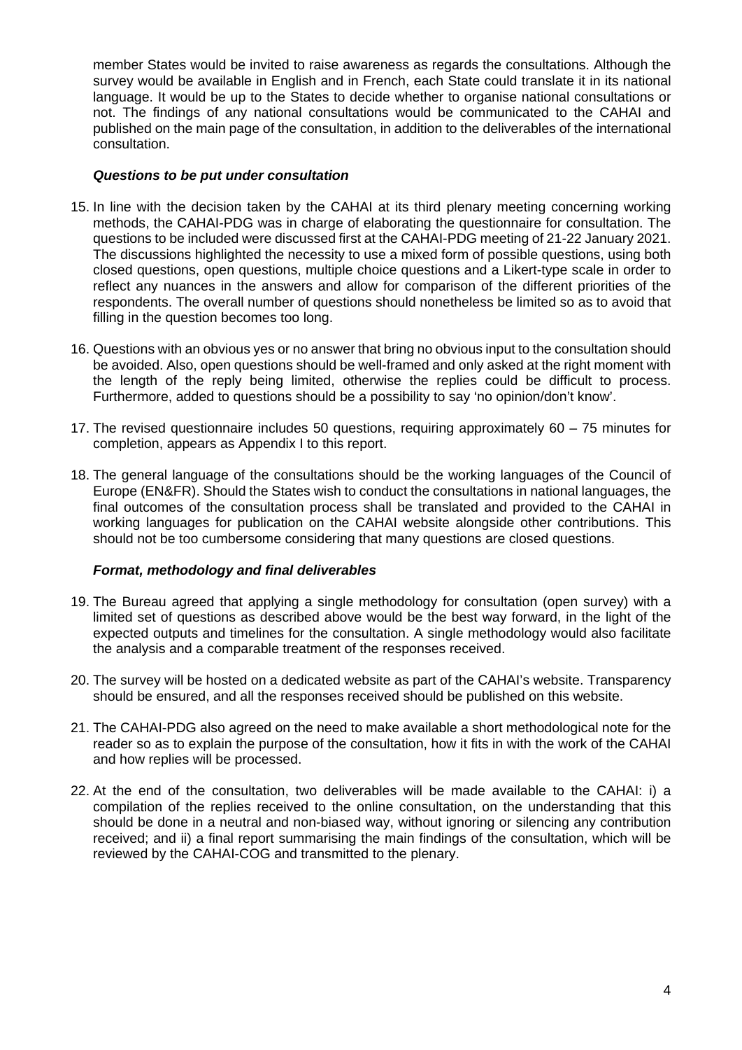member States would be invited to raise awareness as regards the consultations. Although the survey would be available in English and in French, each State could translate it in its national language. It would be up to the States to decide whether to organise national consultations or not. The findings of any national consultations would be communicated to the CAHAI and published on the main page of the consultation, in addition to the deliverables of the international consultation.

***Questions to be put under consultation***

15. In line with the decision taken by the CAHAI at its third plenary meeting concerning working methods, the CAHAI-PDG was in charge of elaborating the questionnaire for consultation. The questions to be included were discussed first at the CAHAI-PDG meeting of 21-22 January 2021. The discussions highlighted the necessity to use a mixed form of possible questions, using both closed questions, open questions, multiple choice questions and a Likert-type scale in order to reflect any nuances in the answers and allow for comparison of the different priorities of the respondents. The overall number of questions should nonetheless be limited so as to avoid that filling in the question becomes too long.

16. Questions with an obvious yes or no answer that bring no obvious input to the consultation should be avoided. Also, open questions should be well-framed and only asked at the right moment with the length of the reply being limited, otherwise the replies could be difficult to process. Furthermore, added to questions should be a possibility to say 'no opinion/don't know'.

17. The revised questionnaire includes 50 questions, requiring approximately 60 – 75 minutes for completion, appears as Appendix I to this report.

18. The general language of the consultations should be the working languages of the Council of Europe (EN&FR). Should the States wish to conduct the consultations in national languages, the final outcomes of the consultation process shall be translated and provided to the CAHAI in working languages for publication on the CAHAI website alongside other contributions. This should not be too cumbersome considering that many questions are closed questions.

***Format, methodology and final deliverables***

19. The Bureau agreed that applying a single methodology for consultation (open survey) with a limited set of questions as described above would be the best way forward, in the light of the expected outputs and timelines for the consultation. A single methodology would also facilitate the analysis and a comparable treatment of the responses received.

20. The survey will be hosted on a dedicated website as part of the CAHAI's website. Transparency should be ensured, and all the responses received should be published on this website.

21. The CAHAI-PDG also agreed on the need to make available a short methodological note for the reader so as to explain the purpose of the consultation, how it fits in with the work of the CAHAI and how replies will be processed.

22. At the end of the consultation, two deliverables will be made available to the CAHAI: i) a compilation of the replies received to the online consultation, on the understanding that this should be done in a neutral and non-biased way, without ignoring or silencing any contribution received; and ii) a final report summarising the main findings of the consultation, which will be reviewed by the CAHAI-COG and transmitted to the plenary.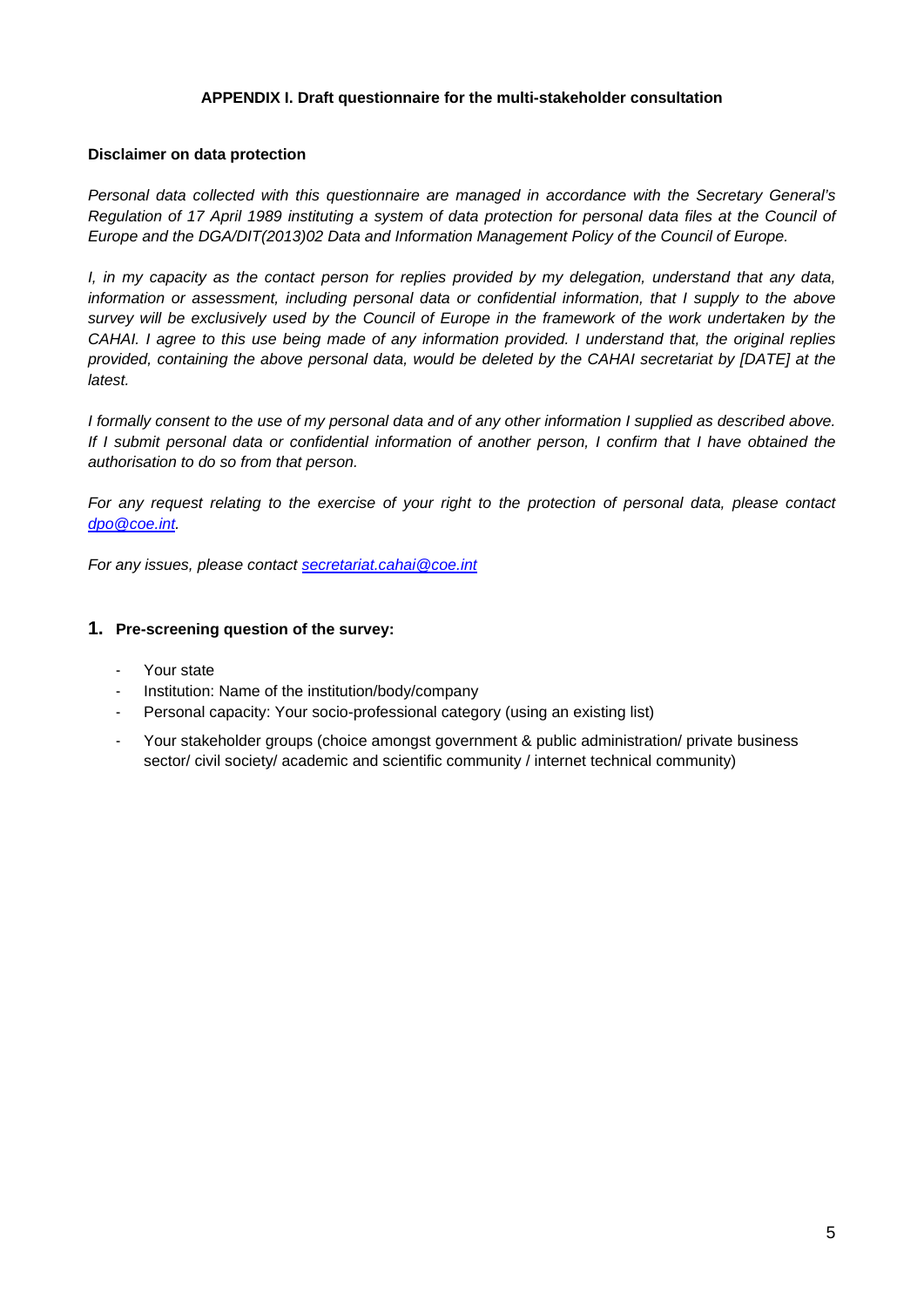## APPENDIX I. Draft questionnaire for the multi-stakeholder consultation

**Disclaimer on data protection**

*Personal data collected with this questionnaire are managed in accordance with the Secretary General's Regulation of 17 April 1989 instituting a system of data protection for personal data files at the Council of Europe and the DGA/DIT(2013)02 Data and Information Management Policy of the Council of Europe.*

*I, in my capacity as the contact person for replies provided by my delegation, understand that any data, information or assessment, including personal data or confidential information, that I supply to the above survey will be exclusively used by the Council of Europe in the framework of the work undertaken by the CAHAI. I agree to this use being made of any information provided. I understand that, the original replies provided, containing the above personal data, would be deleted by the CAHAI secretariat by [DATE] at the latest.*

*I formally consent to the use of my personal data and of any other information I supplied as described above. If I submit personal data or confidential information of another person, I confirm that I have obtained the authorisation to do so from that person.*

*For any request relating to the exercise of your right to the protection of personal data, please contact [dpo@coe.int](mailto:dpo@coe.int).*

*For any issues, please contact [secretariat.cahai@coe.int](mailto:secretariat.cahai@coe.int)*

### 1. Pre-screening question of the survey:

- Your state
- Institution: Name of the institution/body/company
- Personal capacity: Your socio-professional category (using an existing list)
- Your stakeholder groups (choice amongst government & public administration/ private business sector/ civil society/ academic and scientific community / internet technical community)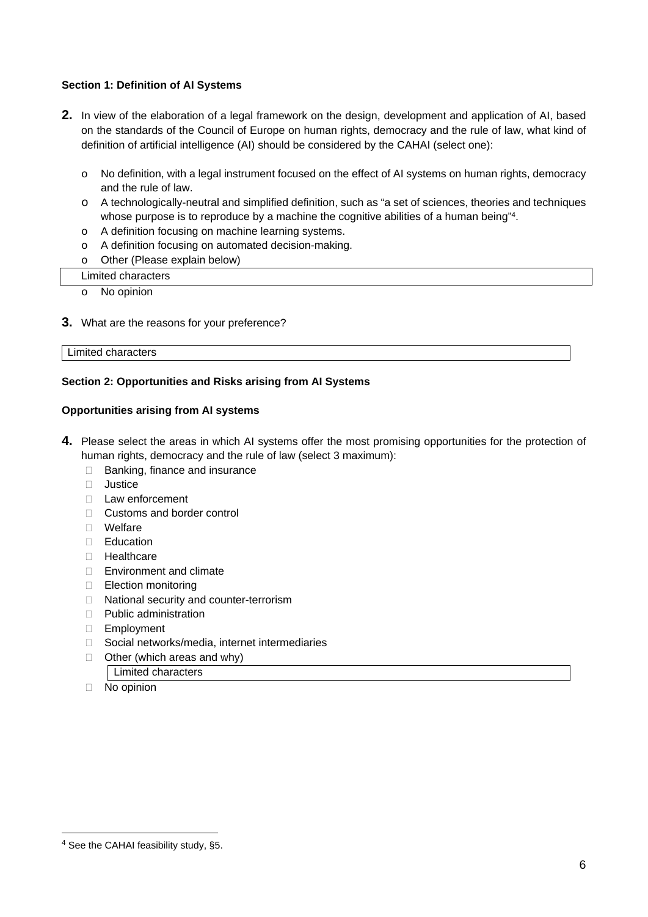**Section 1: Definition of AI Systems**

**2.** In view of the elaboration of a legal framework on the design, development and application of AI, based on the standards of the Council of Europe on human rights, democracy and the rule of law, what kind of definition of artificial intelligence (AI) should be considered by the CAHAI (select one):

- o No definition, with a legal instrument focused on the effect of AI systems on human rights, democracy and the rule of law.
- o A technologically-neutral and simplified definition, such as "a set of sciences, theories and techniques whose purpose is to reproduce by a machine the cognitive abilities of a human being"[4].
- o A definition focusing on machine learning systems.
- o A definition focusing on automated decision-making.
- o Other (Please explain below)

| Limited characters |
|---|

- o No opinion

**3.** What are the reasons for your preference?

| Limited characters |
|---|

**Section 2: Opportunities and Risks arising from AI Systems**

**Opportunities arising from AI systems**

**4.** Please select the areas in which AI systems offer the most promising opportunities for the protection of human rights, democracy and the rule of law (select 3 maximum):

- ☐ Banking, finance and insurance
- ☐ Justice
- ☐ Law enforcement
- ☐ Customs and border control
- ☐ Welfare
- ☐ Education
- ☐ Healthcare
- ☐ Environment and climate
- ☐ Election monitoring
- ☐ National security and counter-terrorism
- ☐ Public administration
- ☐ Employment
- ☐ Social networks/media, internet intermediaries
- ☐ Other (which areas and why)

| Limited characters |
|---|

- ☐ No opinion

[4] See the CAHAI feasibility study, §5.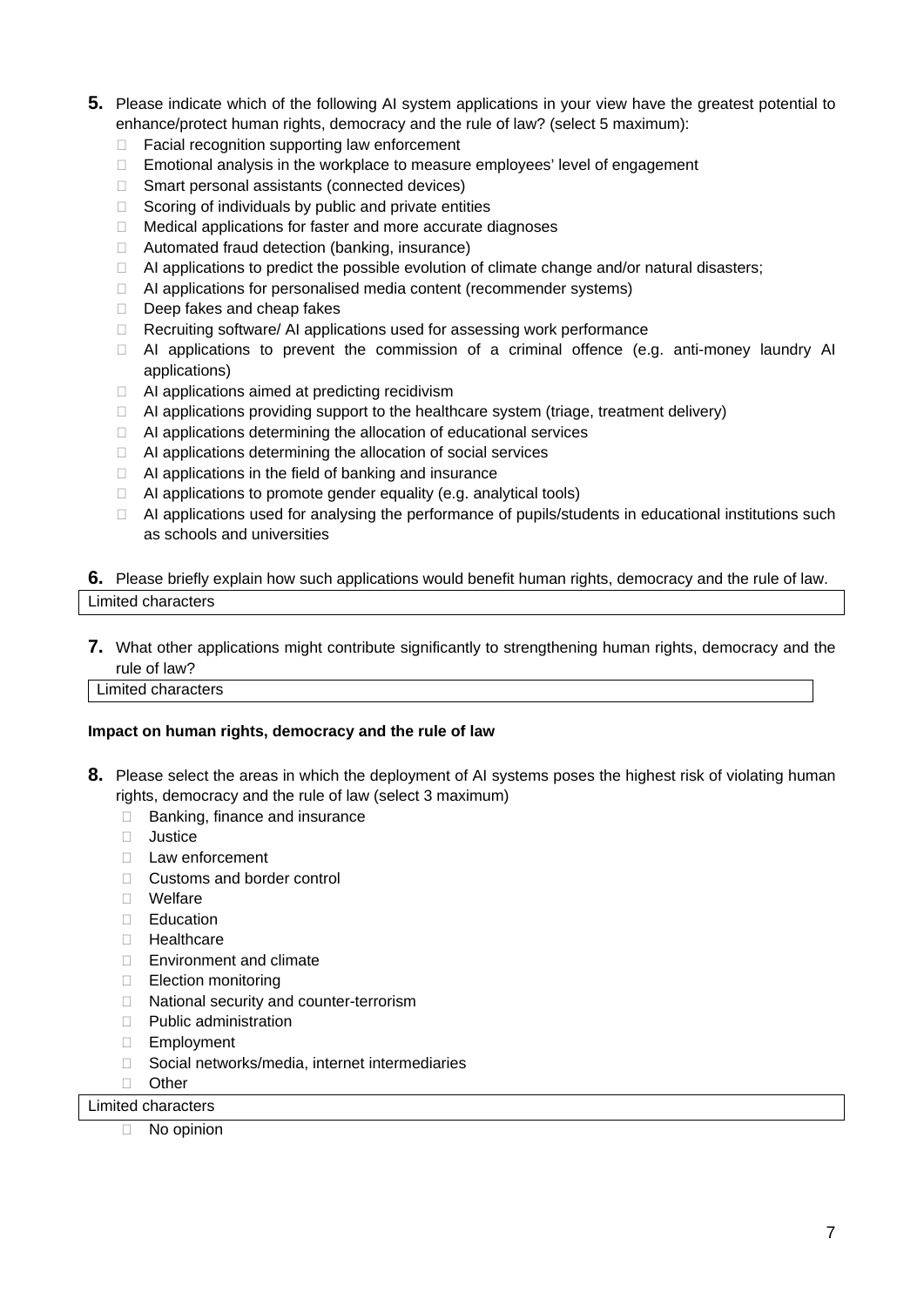5. Please indicate which of the following AI system applications in your view have the greatest potential to enhance/protect human rights, democracy and the rule of law? (select 5 maximum):
   - Facial recognition supporting law enforcement
   - Emotional analysis in the workplace to measure employees' level of engagement
   - Smart personal assistants (connected devices)
   - Scoring of individuals by public and private entities
   - Medical applications for faster and more accurate diagnoses
   - Automated fraud detection (banking, insurance)
   - AI applications to predict the possible evolution of climate change and/or natural disasters;
   - AI applications for personalised media content (recommender systems)
   - Deep fakes and cheap fakes
   - Recruiting software/ AI applications used for assessing work performance
   - AI applications to prevent the commission of a criminal offence (e.g. anti-money laundry AI applications)
   - AI applications aimed at predicting recidivism
   - AI applications providing support to the healthcare system (triage, treatment delivery)
   - AI applications determining the allocation of educational services
   - AI applications determining the allocation of social services
   - AI applications in the field of banking and insurance
   - AI applications to promote gender equality (e.g. analytical tools)
   - AI applications used for analysing the performance of pupils/students in educational institutions such as schools and universities

6. Please briefly explain how such applications would benefit human rights, democracy and the rule of law.

| Limited characters |
|---|

7. What other applications might contribute significantly to strengthening human rights, democracy and the rule of law?

| Limited characters |
|---|

**Impact on human rights, democracy and the rule of law**

8. Please select the areas in which the deployment of AI systems poses the highest risk of violating human rights, democracy and the rule of law (select 3 maximum)
   - Banking, finance and insurance
   - Justice
   - Law enforcement
   - Customs and border control
   - Welfare
   - Education
   - Healthcare
   - Environment and climate
   - Election monitoring
   - National security and counter-terrorism
   - Public administration
   - Employment
   - Social networks/media, internet intermediaries
   - Other

| Limited characters |
|---|

   - No opinion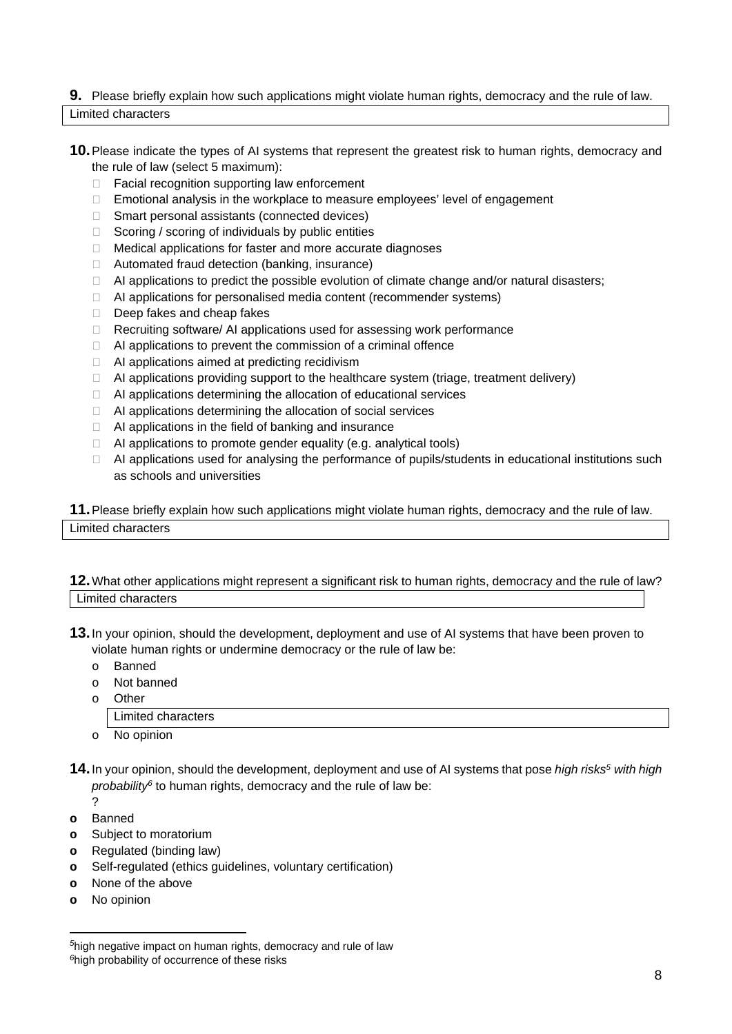**9.** Please briefly explain how such applications might violate human rights, democracy and the rule of law.

| Limited characters |
|---|

**10.** Please indicate the types of AI systems that represent the greatest risk to human rights, democracy and the rule of law (select 5 maximum):

- ☐ Facial recognition supporting law enforcement
- ☐ Emotional analysis in the workplace to measure employees' level of engagement
- ☐ Smart personal assistants (connected devices)
- ☐ Scoring / scoring of individuals by public entities
- ☐ Medical applications for faster and more accurate diagnoses
- ☐ Automated fraud detection (banking, insurance)
- ☐ AI applications to predict the possible evolution of climate change and/or natural disasters;
- ☐ AI applications for personalised media content (recommender systems)
- ☐ Deep fakes and cheap fakes
- ☐ Recruiting software/ AI applications used for assessing work performance
- ☐ AI applications to prevent the commission of a criminal offence
- ☐ AI applications aimed at predicting recidivism
- ☐ AI applications providing support to the healthcare system (triage, treatment delivery)
- ☐ AI applications determining the allocation of educational services
- ☐ AI applications determining the allocation of social services
- ☐ AI applications in the field of banking and insurance
- ☐ AI applications to promote gender equality (e.g. analytical tools)
- ☐ AI applications used for analysing the performance of pupils/students in educational institutions such as schools and universities

**11.** Please briefly explain how such applications might violate human rights, democracy and the rule of law.

| Limited characters |
|---|

**12.** What other applications might represent a significant risk to human rights, democracy and the rule of law?

| Limited characters |
|---|

**13.** In your opinion, should the development, deployment and use of AI systems that have been proven to violate human rights or undermine democracy or the rule of law be:

- o Banned
- o Not banned
- o Other

  | Limited characters |
  |---|

- o No opinion

**14.** In your opinion, should the development, deployment and use of AI systems that pose *high risks*[5] *with high probability*[6] to human rights, democracy and the rule of law be:
?

- **o** Banned
- **o** Subject to moratorium
- **o** Regulated (binding law)
- **o** Self-regulated (ethics guidelines, voluntary certification)
- **o** None of the above
- **o** No opinion

---

[5] high negative impact on human rights, democracy and rule of law

[6] high probability of occurrence of these risks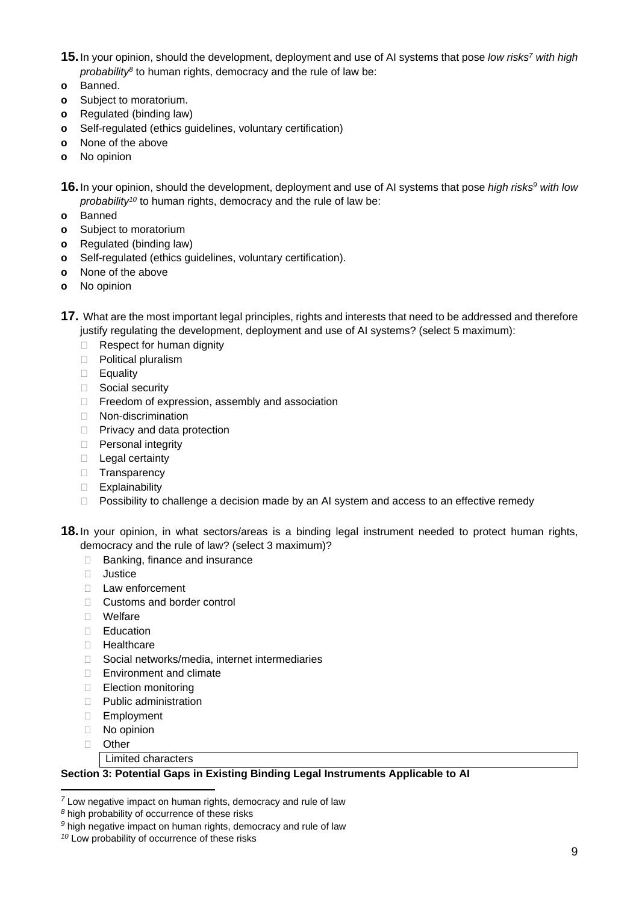**15.** In your opinion, should the development, deployment and use of AI systems that pose *low risks*[7] *with high probability*[8] to human rights, democracy and the rule of law be:

- o Banned.
- o Subject to moratorium.
- o Regulated (binding law)
- o Self-regulated (ethics guidelines, voluntary certification)
- o None of the above
- o No opinion

**16.** In your opinion, should the development, deployment and use of AI systems that pose *high risks*[9] *with low probability*[10] to human rights, democracy and the rule of law be:

- o Banned
- o Subject to moratorium
- o Regulated (binding law)
- o Self-regulated (ethics guidelines, voluntary certification).
- o None of the above
- o No opinion

**17.** What are the most important legal principles, rights and interests that need to be addressed and therefore justify regulating the development, deployment and use of AI systems? (select 5 maximum):

- Respect for human dignity
- Political pluralism
- Equality
- Social security
- Freedom of expression, assembly and association
- Non-discrimination
- Privacy and data protection
- Personal integrity
- Legal certainty
- Transparency
- Explainability
- Possibility to challenge a decision made by an AI system and access to an effective remedy

**18.** In your opinion, in what sectors/areas is a binding legal instrument needed to protect human rights, democracy and the rule of law? (select 3 maximum)?

- Banking, finance and insurance
- Justice
- Law enforcement
- Customs and border control
- Welfare
- Education
- Healthcare
- Social networks/media, internet intermediaries
- Environment and climate
- Election monitoring
- Public administration
- Employment
- No opinion
- Other

| Limited characters |
|---|

**Section 3: Potential Gaps in Existing Binding Legal Instruments Applicable to AI**

---

[7] Low negative impact on human rights, democracy and rule of law

[8] high probability of occurrence of these risks

[9] high negative impact on human rights, democracy and rule of law

[10] Low probability of occurrence of these risks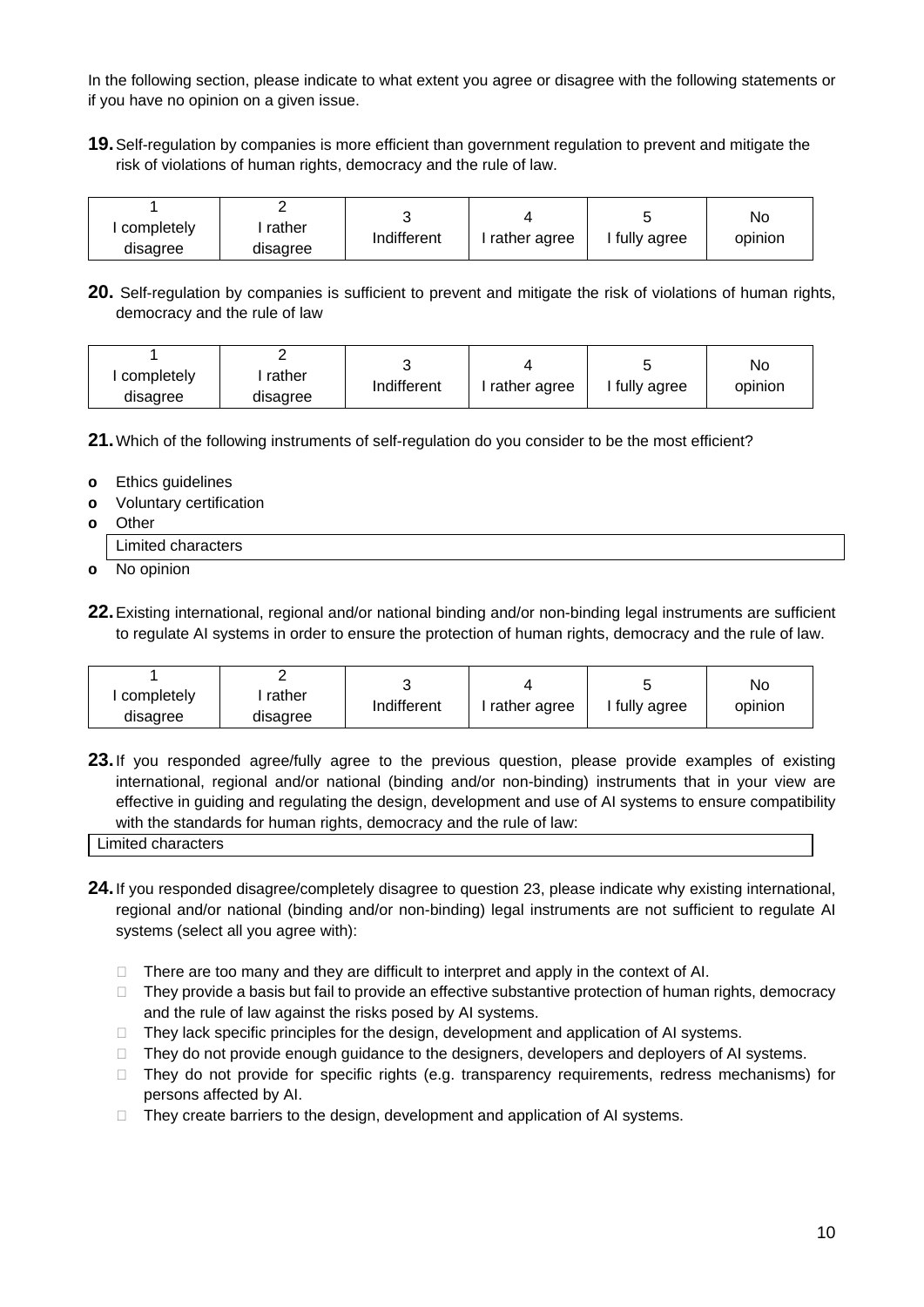In the following section, please indicate to what extent you agree or disagree with the following statements or if you have no opinion on a given issue.

**19.** Self-regulation by companies is more efficient than government regulation to prevent and mitigate the risk of violations of human rights, democracy and the rule of law.

| 1<br>I completely disagree | 2<br>I rather disagree | 3<br>Indifferent | 4<br>I rather agree | 5<br>I fully agree | No opinion |
|---|---|---|---|---|---|

**20.** Self-regulation by companies is sufficient to prevent and mitigate the risk of violations of human rights, democracy and the rule of law

| 1<br>I completely disagree | 2<br>I rather disagree | 3<br>Indifferent | 4<br>I rather agree | 5<br>I fully agree | No opinion |
|---|---|---|---|---|---|

**21.** Which of the following instruments of self-regulation do you consider to be the most efficient?

- Ethics guidelines
- Voluntary certification
- Other
  - Limited characters
- No opinion

**22.** Existing international, regional and/or national binding and/or non-binding legal instruments are sufficient to regulate AI systems in order to ensure the protection of human rights, democracy and the rule of law.

| 1<br>I completely disagree | 2<br>I rather disagree | 3<br>Indifferent | 4<br>I rather agree | 5<br>I fully agree | No opinion |
|---|---|---|---|---|---|

**23.** If you responded agree/fully agree to the previous question, please provide examples of existing international, regional and/or national (binding and/or non-binding) instruments that in your view are effective in guiding and regulating the design, development and use of AI systems to ensure compatibility with the standards for human rights, democracy and the rule of law:

Limited characters

**24.** If you responded disagree/completely disagree to question 23, please indicate why existing international, regional and/or national (binding and/or non-binding) legal instruments are not sufficient to regulate AI systems (select all you agree with):

- [ ] There are too many and they are difficult to interpret and apply in the context of AI.
- [ ] They provide a basis but fail to provide an effective substantive protection of human rights, democracy and the rule of law against the risks posed by AI systems.
- [ ] They lack specific principles for the design, development and application of AI systems.
- [ ] They do not provide enough guidance to the designers, developers and deployers of AI systems.
- [ ] They do not provide for specific rights (e.g. transparency requirements, redress mechanisms) for persons affected by AI.
- [ ] They create barriers to the design, development and application of AI systems.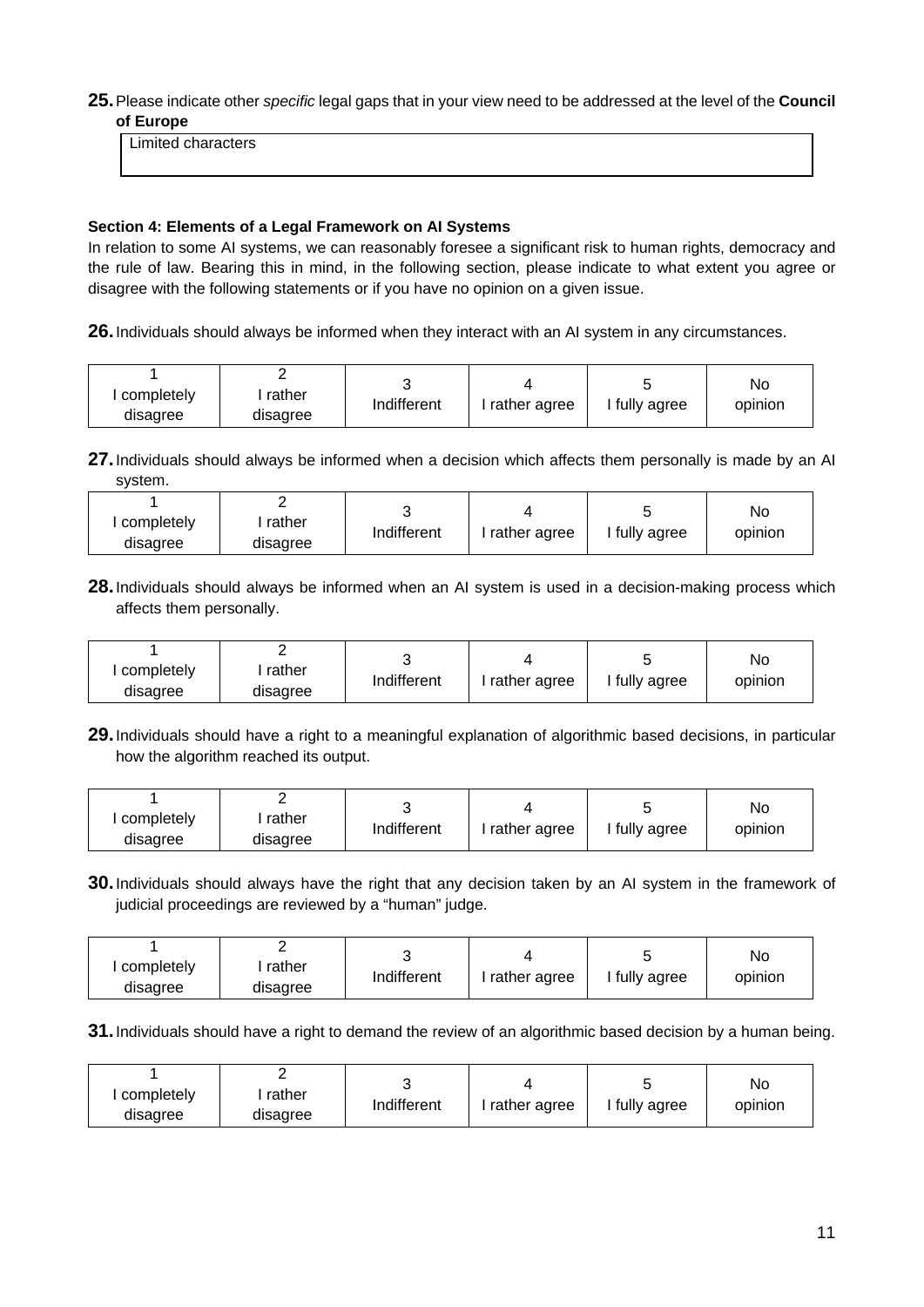**25.** Please indicate other *specific* legal gaps that in your view need to be addressed at the level of the **Council of Europe**

| Limited characters |
|---|

**Section 4: Elements of a Legal Framework on AI Systems**

In relation to some AI systems, we can reasonably foresee a significant risk to human rights, democracy and the rule of law. Bearing this in mind, in the following section, please indicate to what extent you agree or disagree with the following statements or if you have no opinion on a given issue.

**26.** Individuals should always be informed when they interact with an AI system in any circumstances.

| 1<br>I completely disagree | 2<br>I rather disagree | 3<br>Indifferent | 4<br>I rather agree | 5<br>I fully agree | No opinion |
|---|---|---|---|---|---|

**27.** Individuals should always be informed when a decision which affects them personally is made by an AI system.

| 1<br>I completely disagree | 2<br>I rather disagree | 3<br>Indifferent | 4<br>I rather agree | 5<br>I fully agree | No opinion |
|---|---|---|---|---|---|

**28.** Individuals should always be informed when an AI system is used in a decision-making process which affects them personally.

| 1<br>I completely disagree | 2<br>I rather disagree | 3<br>Indifferent | 4<br>I rather agree | 5<br>I fully agree | No opinion |
|---|---|---|---|---|---|

**29.** Individuals should have a right to a meaningful explanation of algorithmic based decisions, in particular how the algorithm reached its output.

| 1<br>I completely disagree | 2<br>I rather disagree | 3<br>Indifferent | 4<br>I rather agree | 5<br>I fully agree | No opinion |
|---|---|---|---|---|---|

**30.** Individuals should always have the right that any decision taken by an AI system in the framework of judicial proceedings are reviewed by a "human" judge.

| 1<br>I completely disagree | 2<br>I rather disagree | 3<br>Indifferent | 4<br>I rather agree | 5<br>I fully agree | No opinion |
|---|---|---|---|---|---|

**31.** Individuals should have a right to demand the review of an algorithmic based decision by a human being.

| 1<br>I completely disagree | 2<br>I rather disagree | 3<br>Indifferent | 4<br>I rather agree | 5<br>I fully agree | No opinion |
|---|---|---|---|---|---|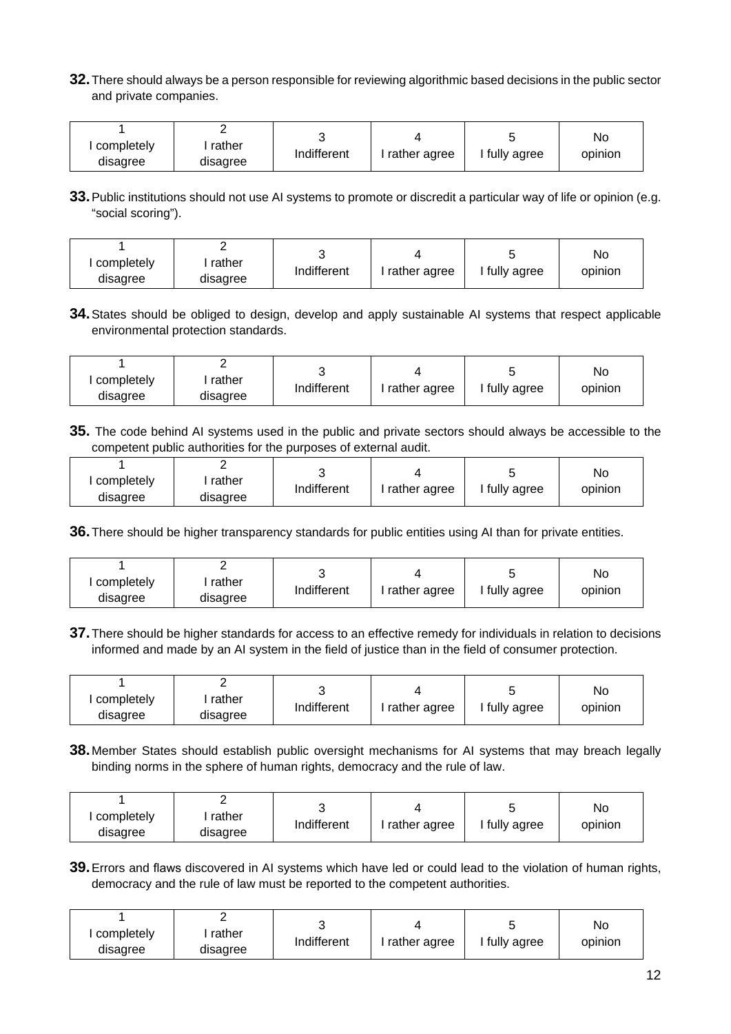**32.** There should always be a person responsible for reviewing algorithmic based decisions in the public sector and private companies.

| 1<br>I completely disagree | 2<br>I rather disagree | 3<br>Indifferent | 4<br>I rather agree | 5<br>I fully agree | No opinion |
|---|---|---|---|---|---|

**33.** Public institutions should not use AI systems to promote or discredit a particular way of life or opinion (e.g. "social scoring").

| 1<br>I completely disagree | 2<br>I rather disagree | 3<br>Indifferent | 4<br>I rather agree | 5<br>I fully agree | No opinion |
|---|---|---|---|---|---|

**34.** States should be obliged to design, develop and apply sustainable AI systems that respect applicable environmental protection standards.

| 1<br>I completely disagree | 2<br>I rather disagree | 3<br>Indifferent | 4<br>I rather agree | 5<br>I fully agree | No opinion |
|---|---|---|---|---|---|

**35.** The code behind AI systems used in the public and private sectors should always be accessible to the competent public authorities for the purposes of external audit.

| 1<br>I completely disagree | 2<br>I rather disagree | 3<br>Indifferent | 4<br>I rather agree | 5<br>I fully agree | No opinion |
|---|---|---|---|---|---|

**36.** There should be higher transparency standards for public entities using AI than for private entities.

| 1<br>I completely disagree | 2<br>I rather disagree | 3<br>Indifferent | 4<br>I rather agree | 5<br>I fully agree | No opinion |
|---|---|---|---|---|---|

**37.** There should be higher standards for access to an effective remedy for individuals in relation to decisions informed and made by an AI system in the field of justice than in the field of consumer protection.

| 1<br>I completely disagree | 2<br>I rather disagree | 3<br>Indifferent | 4<br>I rather agree | 5<br>I fully agree | No opinion |
|---|---|---|---|---|---|

**38.** Member States should establish public oversight mechanisms for AI systems that may breach legally binding norms in the sphere of human rights, democracy and the rule of law.

| 1<br>I completely disagree | 2<br>I rather disagree | 3<br>Indifferent | 4<br>I rather agree | 5<br>I fully agree | No opinion |
|---|---|---|---|---|---|

**39.** Errors and flaws discovered in AI systems which have led or could lead to the violation of human rights, democracy and the rule of law must be reported to the competent authorities.

| 1<br>I completely disagree | 2<br>I rather disagree | 3<br>Indifferent | 4<br>I rather agree | 5<br>I fully agree | No opinion |
|---|---|---|---|---|---|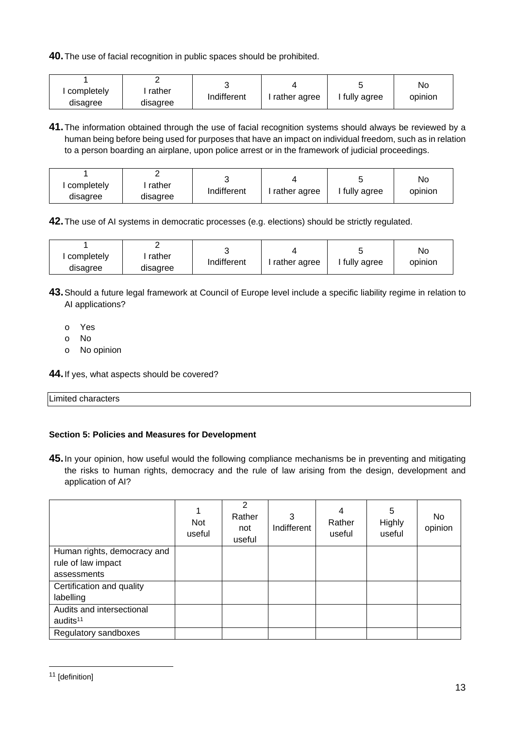**40.** The use of facial recognition in public spaces should be prohibited.

| 1<br>I completely disagree | 2<br>I rather disagree | 3<br>Indifferent | 4<br>I rather agree | 5<br>I fully agree | No opinion |
|---|---|---|---|---|---|

**41.** The information obtained through the use of facial recognition systems should always be reviewed by a human being before being used for purposes that have an impact on individual freedom, such as in relation to a person boarding an airplane, upon police arrest or in the framework of judicial proceedings.

| 1<br>I completely disagree | 2<br>I rather disagree | 3<br>Indifferent | 4<br>I rather agree | 5<br>I fully agree | No opinion |
|---|---|---|---|---|---|

**42.** The use of AI systems in democratic processes (e.g. elections) should be strictly regulated.

| 1<br>I completely disagree | 2<br>I rather disagree | 3<br>Indifferent | 4<br>I rather agree | 5<br>I fully agree | No opinion |
|---|---|---|---|---|---|

**43.** Should a future legal framework at Council of Europe level include a specific liability regime in relation to AI applications?

- o Yes
- o No
- o No opinion

**44.** If yes, what aspects should be covered?

| Limited characters |
|---|

#### Section 5: Policies and Measures for Development

**45.** In your opinion, how useful would the following compliance mechanisms be in preventing and mitigating the risks to human rights, democracy and the rule of law arising from the design, development and application of AI?

| | 1<br>Not useful | 2<br>Rather not useful | 3<br>Indifferent | 4<br>Rather useful | 5<br>Highly useful | No opinion |
|---|---|---|---|---|---|---|
| Human rights, democracy and rule of law impact assessments | | | | | | |
| Certification and quality labelling | | | | | | |
| Audits and intersectional audits[11] | | | | | | |
| Regulatory sandboxes | | | | | | |

[11] [definition]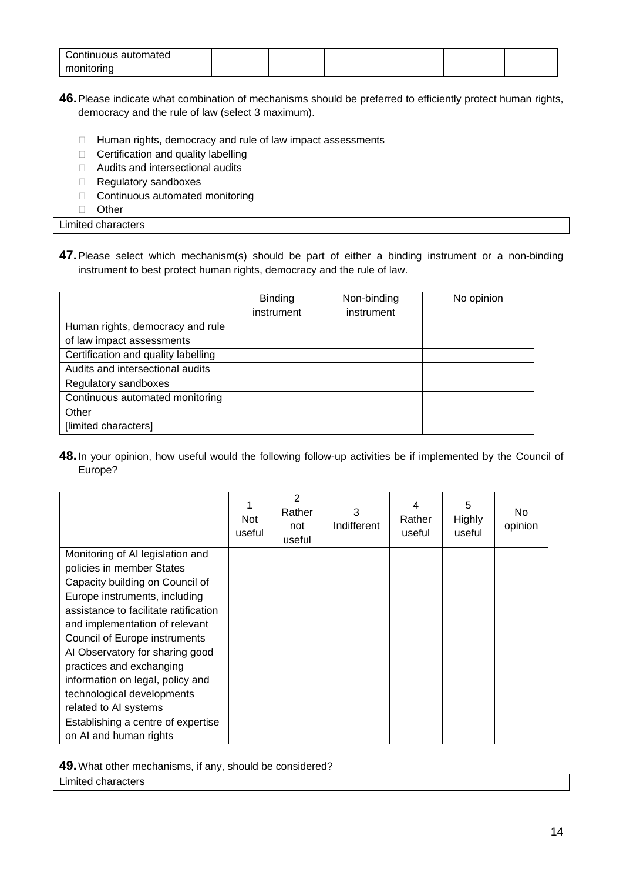| Continuous automated monitoring | | | | | | |
|---|---|---|---|---|---|---|

**46.** Please indicate what combination of mechanisms should be preferred to efficiently protect human rights, democracy and the rule of law (select 3 maximum).

- ☐ Human rights, democracy and rule of law impact assessments
- ☐ Certification and quality labelling
- ☐ Audits and intersectional audits
- ☐ Regulatory sandboxes
- ☐ Continuous automated monitoring
- ☐ Other

Limited characters

**47.** Please select which mechanism(s) should be part of either a binding instrument or a non-binding instrument to best protect human rights, democracy and the rule of law.

| | Binding instrument | Non-binding instrument | No opinion |
|---|---|---|---|
| Human rights, democracy and rule of law impact assessments | | | |
| Certification and quality labelling | | | |
| Audits and intersectional audits | | | |
| Regulatory sandboxes | | | |
| Continuous automated monitoring | | | |
| Other [limited characters] | | | |

**48.** In your opinion, how useful would the following follow-up activities be if implemented by the Council of Europe?

| | 1 Not useful | 2 Rather not useful | 3 Indifferent | 4 Rather useful | 5 Highly useful | No opinion |
|---|---|---|---|---|---|---|
| Monitoring of AI legislation and policies in member States | | | | | | |
| Capacity building on Council of Europe instruments, including assistance to facilitate ratification and implementation of relevant Council of Europe instruments | | | | | | |
| AI Observatory for sharing good practices and exchanging information on legal, policy and technological developments related to AI systems | | | | | | |
| Establishing a centre of expertise on AI and human rights | | | | | | |

**49.** What other mechanisms, if any, should be considered?

Limited characters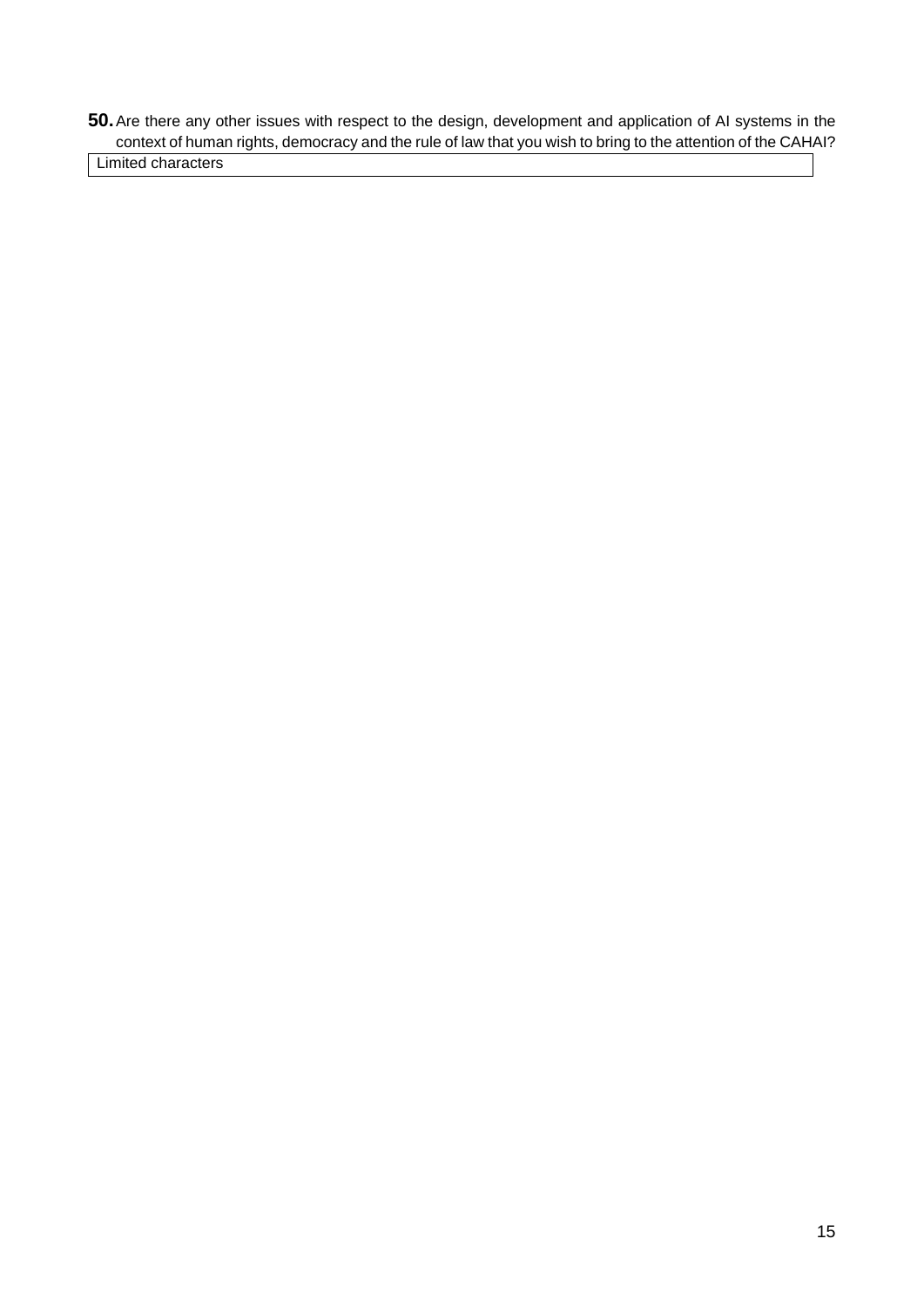**50.** Are there any other issues with respect to the design, development and application of AI systems in the context of human rights, democracy and the rule of law that you wish to bring to the attention of the CAHAI?

| Limited characters |
|---|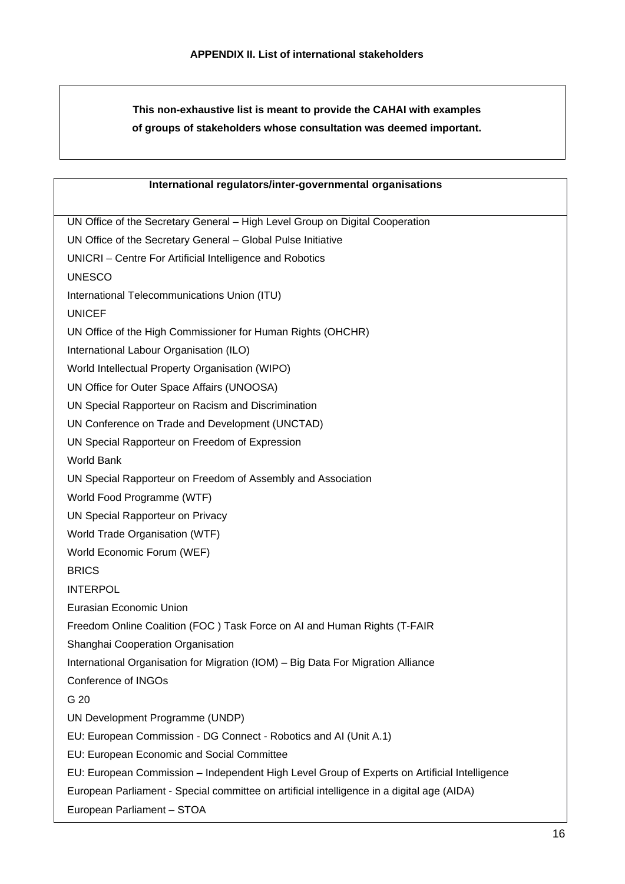**APPENDIX II. List of international stakeholders**

> **This non-exhaustive list is meant to provide the CAHAI with examples of groups of stakeholders whose consultation was deemed important.**

| International regulators/inter-governmental organisations |
|---|
| UN Office of the Secretary General – High Level Group on Digital Cooperation |
| UN Office of the Secretary General – Global Pulse Initiative |
| UNICRI – Centre For Artificial Intelligence and Robotics |
| UNESCO |
| International Telecommunications Union (ITU) |
| UNICEF |
| UN Office of the High Commissioner for Human Rights (OHCHR) |
| International Labour Organisation (ILO) |
| World Intellectual Property Organisation (WIPO) |
| UN Office for Outer Space Affairs (UNOOSA) |
| UN Special Rapporteur on Racism and Discrimination |
| UN Conference on Trade and Development (UNCTAD) |
| UN Special Rapporteur on Freedom of Expression |
| World Bank |
| UN Special Rapporteur on Freedom of Assembly and Association |
| World Food Programme (WTF) |
| UN Special Rapporteur on Privacy |
| World Trade Organisation (WTF) |
| World Economic Forum (WEF) |
| BRICS |
| INTERPOL |
| Eurasian Economic Union |
| Freedom Online Coalition (FOC ) Task Force on AI and Human Rights (T-FAIR |
| Shanghai Cooperation Organisation |
| International Organisation for Migration (IOM) – Big Data For Migration Alliance |
| Conference of INGOs |
| G 20 |
| UN Development Programme (UNDP) |
| EU: European Commission - DG Connect - Robotics and AI (Unit A.1) |
| EU: European Economic and Social Committee |
| EU: European Commission – Independent High Level Group of Experts on Artificial Intelligence |
| European Parliament - Special committee on artificial intelligence in a digital age (AIDA) |
| European Parliament – STOA |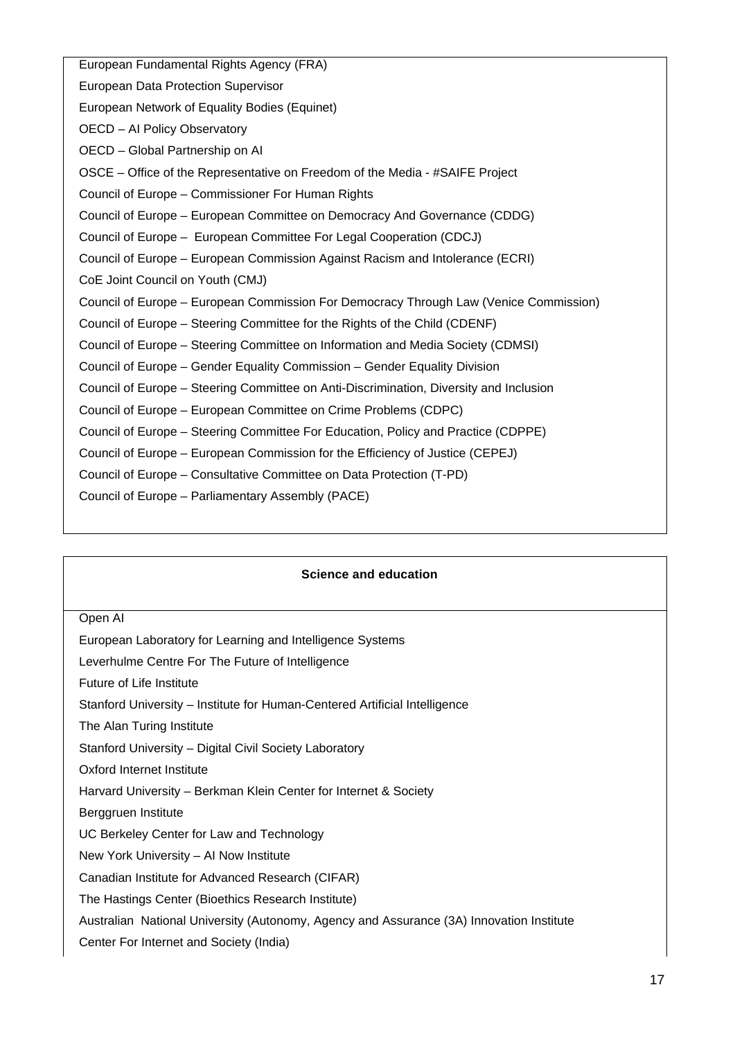| |
|---|
| European Fundamental Rights Agency (FRA) |
| European Data Protection Supervisor |
| European Network of Equality Bodies (Equinet) |
| OECD – AI Policy Observatory |
| OECD – Global Partnership on AI |
| OSCE – Office of the Representative on Freedom of the Media - #SAIFE Project |
| Council of Europe – Commissioner For Human Rights |
| Council of Europe – European Committee on Democracy And Governance (CDDG) |
| Council of Europe – European Committee For Legal Cooperation (CDCJ) |
| Council of Europe – European Commission Against Racism and Intolerance (ECRI) |
| CoE Joint Council on Youth (CMJ) |
| Council of Europe – European Commission For Democracy Through Law (Venice Commission) |
| Council of Europe – Steering Committee for the Rights of the Child (CDENF) |
| Council of Europe – Steering Committee on Information and Media Society (CDMSI) |
| Council of Europe – Gender Equality Commission – Gender Equality Division |
| Council of Europe – Steering Committee on Anti-Discrimination, Diversity and Inclusion |
| Council of Europe – European Committee on Crime Problems (CDPC) |
| Council of Europe – Steering Committee For Education, Policy and Practice (CDPPE) |
| Council of Europe – European Commission for the Efficiency of Justice (CEPEJ) |
| Council of Europe – Consultative Committee on Data Protection (T-PD) |
| Council of Europe – Parliamentary Assembly (PACE) |

| **Science and education** |
|---|
| Open AI |
| European Laboratory for Learning and Intelligence Systems |
| Leverhulme Centre For The Future of Intelligence |
| Future of Life Institute |
| Stanford University – Institute for Human-Centered Artificial Intelligence |
| The Alan Turing Institute |
| Stanford University – Digital Civil Society Laboratory |
| Oxford Internet Institute |
| Harvard University – Berkman Klein Center for Internet & Society |
| Berggruen Institute |
| UC Berkeley Center for Law and Technology |
| New York University – AI Now Institute |
| Canadian Institute for Advanced Research (CIFAR) |
| The Hastings Center (Bioethics Research Institute) |
| Australian National University (Autonomy, Agency and Assurance (3A) Innovation Institute |
| Center For Internet and Society (India) |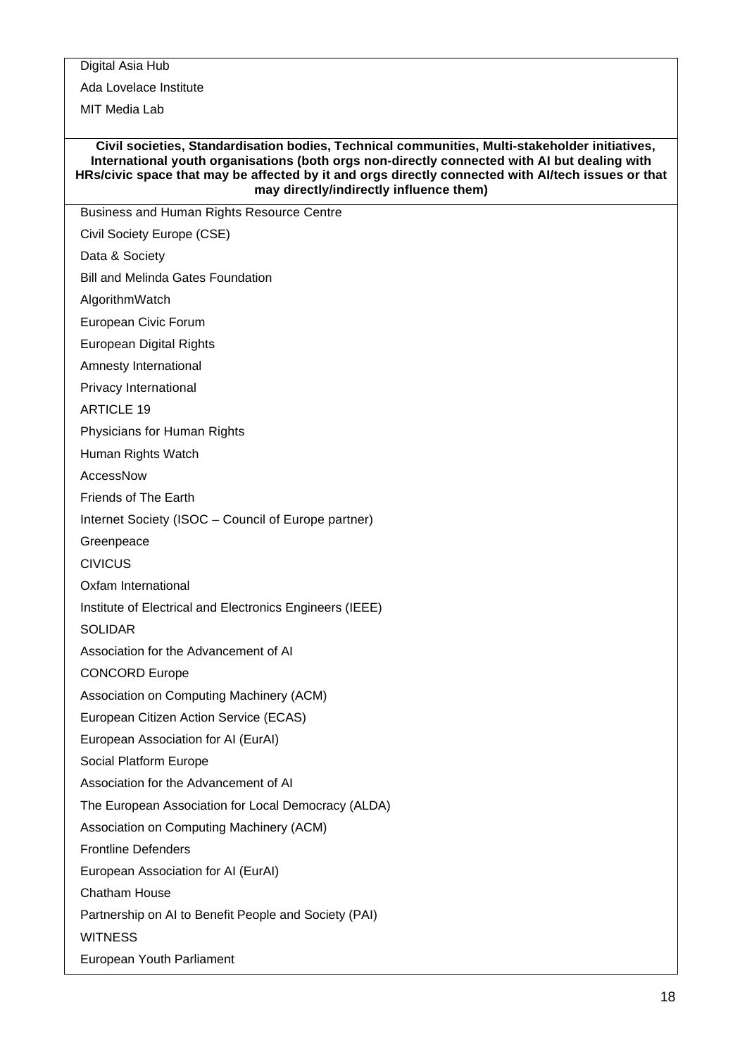| |
|---|
| Digital Asia Hub<br>Ada Lovelace Institute<br>MIT Media Lab |
| **Civil societies, Standardisation bodies, Technical communities, Multi-stakeholder initiatives, International youth organisations (both orgs non-directly connected with AI but dealing with HRs/civic space that may be affected by it and orgs directly connected with AI/tech issues or that may directly/indirectly influence them)** |
| Business and Human Rights Resource Centre<br>Civil Society Europe (CSE)<br>Data & Society<br>Bill and Melinda Gates Foundation<br>AlgorithmWatch<br>European Civic Forum<br>European Digital Rights<br>Amnesty International<br>Privacy International<br>ARTICLE 19<br>Physicians for Human Rights<br>Human Rights Watch<br>AccessNow<br>Friends of The Earth<br>Internet Society (ISOC – Council of Europe partner)<br>Greenpeace<br>CIVICUS<br>Oxfam International<br>Institute of Electrical and Electronics Engineers (IEEE)<br>SOLIDAR<br>Association for the Advancement of AI<br>CONCORD Europe<br>Association on Computing Machinery (ACM)<br>European Citizen Action Service (ECAS)<br>European Association for AI (EurAI)<br>Social Platform Europe<br>Association for the Advancement of AI<br>The European Association for Local Democracy (ALDA)<br>Association on Computing Machinery (ACM)<br>Frontline Defenders<br>European Association for AI (EurAI)<br>Chatham House<br>Partnership on AI to Benefit People and Society (PAI)<br>WITNESS<br>European Youth Parliament |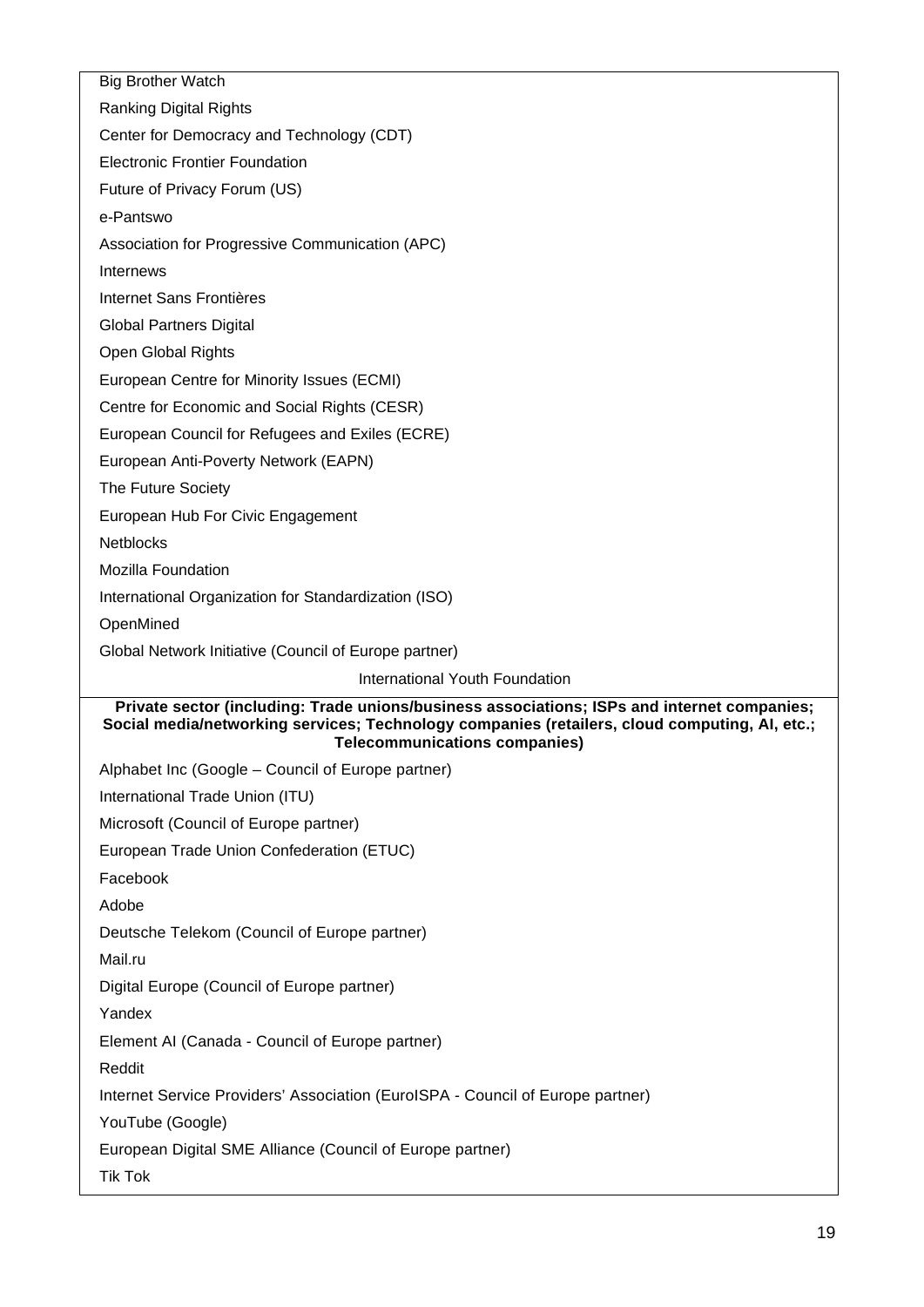| Big Brother Watch |
|---|
| Ranking Digital Rights |
| Center for Democracy and Technology (CDT) |
| Electronic Frontier Foundation |
| Future of Privacy Forum (US) |
| e-Pantswo |
| Association for Progressive Communication (APC) |
| Internews |
| Internet Sans Frontières |
| Global Partners Digital |
| Open Global Rights |
| European Centre for Minority Issues (ECMI) |
| Centre for Economic and Social Rights (CESR) |
| European Council for Refugees and Exiles (ECRE) |
| European Anti-Poverty Network (EAPN) |
| The Future Society |
| European Hub For Civic Engagement |
| Netblocks |
| Mozilla Foundation |
| International Organization for Standardization (ISO) |
| OpenMined |
| Global Network Initiative (Council of Europe partner) |
| International Youth Foundation |
| **Private sector (including: Trade unions/business associations; ISPs and internet companies; Social media/networking services; Technology companies (retailers, cloud computing, AI, etc.; Telecommunications companies)** |
| Alphabet Inc (Google – Council of Europe partner) |
| International Trade Union (ITU) |
| Microsoft (Council of Europe partner) |
| European Trade Union Confederation (ETUC) |
| Facebook |
| Adobe |
| Deutsche Telekom (Council of Europe partner) |
| Mail.ru |
| Digital Europe (Council of Europe partner) |
| Yandex |
| Element AI (Canada - Council of Europe partner) |
| Reddit |
| Internet Service Providers' Association (EuroISPA - Council of Europe partner) |
| YouTube (Google) |
| European Digital SME Alliance (Council of Europe partner) |
| Tik Tok |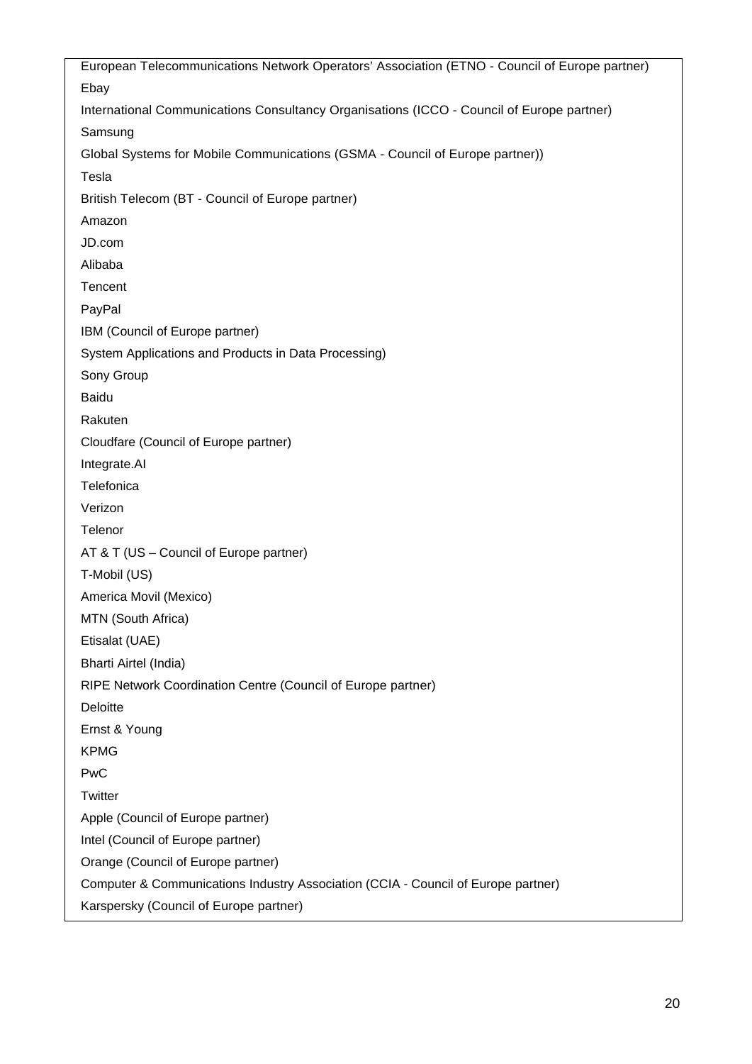European Telecommunications Network Operators' Association (ETNO - Council of Europe partner)

Ebay

International Communications Consultancy Organisations (ICCO - Council of Europe partner)

Samsung

Global Systems for Mobile Communications (GSMA - Council of Europe partner))

Tesla

British Telecom (BT - Council of Europe partner)

Amazon

JD.com

Alibaba

Tencent

PayPal

IBM (Council of Europe partner)

System Applications and Products in Data Processing)

Sony Group

Baidu

Rakuten

Cloudfare (Council of Europe partner)

Integrate.AI

Telefonica

Verizon

Telenor

AT & T (US – Council of Europe partner)

T-Mobil (US)

America Movil (Mexico)

MTN (South Africa)

Etisalat (UAE)

Bharti Airtel (India)

RIPE Network Coordination Centre (Council of Europe partner)

Deloitte

Ernst & Young

KPMG

PwC

Twitter

Apple (Council of Europe partner)

Intel (Council of Europe partner)

Orange (Council of Europe partner)

Computer & Communications Industry Association (CCIA - Council of Europe partner)

Karspersky (Council of Europe partner)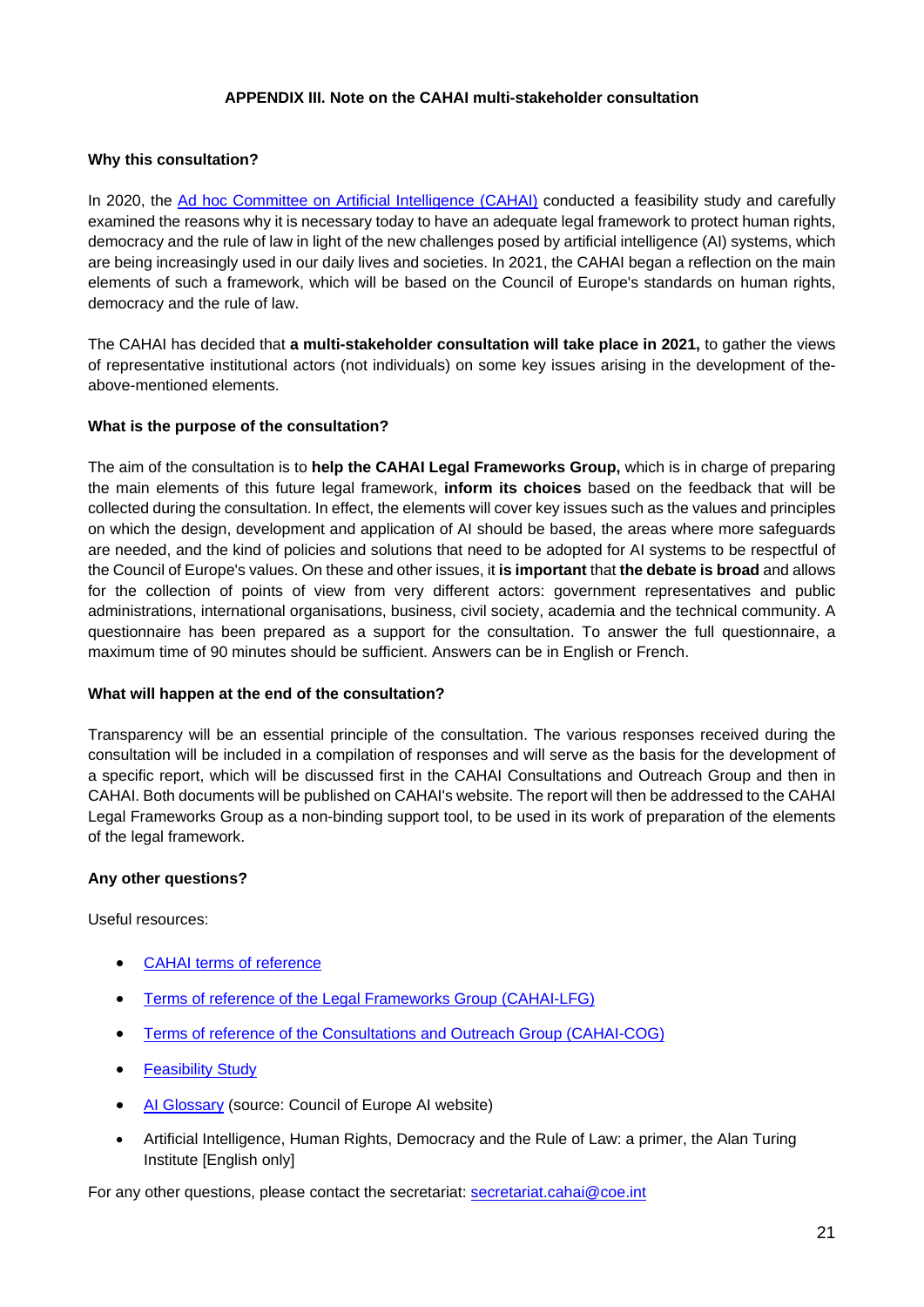## APPENDIX III. Note on the CAHAI multi-stakeholder consultation

### Why this consultation?

In 2020, the Ad hoc Committee on Artificial Intelligence (CAHAI) conducted a feasibility study and carefully examined the reasons why it is necessary today to have an adequate legal framework to protect human rights, democracy and the rule of law in light of the new challenges posed by artificial intelligence (AI) systems, which are being increasingly used in our daily lives and societies. In 2021, the CAHAI began a reflection on the main elements of such a framework, which will be based on the Council of Europe's standards on human rights, democracy and the rule of law.

The CAHAI has decided that **a multi-stakeholder consultation will take place in 2021,** to gather the views of representative institutional actors (not individuals) on some key issues arising in the development of the-above-mentioned elements.

### What is the purpose of the consultation?

The aim of the consultation is to **help the CAHAI Legal Frameworks Group,** which is in charge of preparing the main elements of this future legal framework, **inform its choices** based on the feedback that will be collected during the consultation. In effect, the elements will cover key issues such as the values and principles on which the design, development and application of AI should be based, the areas where more safeguards are needed, and the kind of policies and solutions that need to be adopted for AI systems to be respectful of the Council of Europe's values. On these and other issues, it **is important** that **the debate is broad** and allows for the collection of points of view from very different actors: government representatives and public administrations, international organisations, business, civil society, academia and the technical community. A questionnaire has been prepared as a support for the consultation. To answer the full questionnaire, a maximum time of 90 minutes should be sufficient. Answers can be in English or French.

### What will happen at the end of the consultation?

Transparency will be an essential principle of the consultation. The various responses received during the consultation will be included in a compilation of responses and will serve as the basis for the development of a specific report, which will be discussed first in the CAHAI Consultations and Outreach Group and then in CAHAI. Both documents will be published on CAHAI's website. The report will then be addressed to the CAHAI Legal Frameworks Group as a non-binding support tool, to be used in its work of preparation of the elements of the legal framework.

### Any other questions?

Useful resources:

- CAHAI terms of reference
- Terms of reference of the Legal Frameworks Group (CAHAI-LFG)
- Terms of reference of the Consultations and Outreach Group (CAHAI-COG)
- Feasibility Study
- AI Glossary (source: Council of Europe AI website)
- Artificial Intelligence, Human Rights, Democracy and the Rule of Law: a primer, the Alan Turing Institute [English only]

For any other questions, please contact the secretariat: secretariat.cahai@coe.int